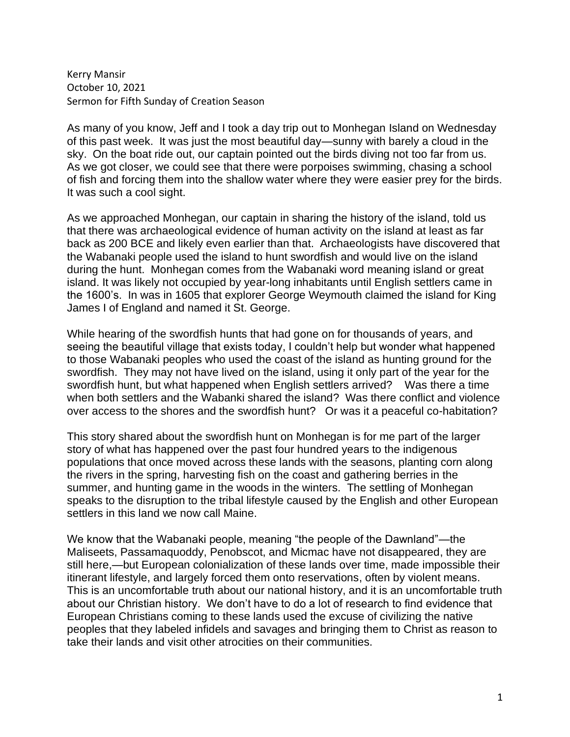Kerry Mansir
October 10, 2021
Sermon for Fifth Sunday of Creation Season

As many of you know, Jeff and I took a day trip out to Monhegan Island on Wednesday of this past week. It was just the most beautiful day—sunny with barely a cloud in the sky. On the boat ride out, our captain pointed out the birds diving not too far from us. As we got closer, we could see that there were porpoises swimming, chasing a school of fish and forcing them into the shallow water where they were easier prey for the birds. It was such a cool sight.

As we approached Monhegan, our captain in sharing the history of the island, told us that there was archaeological evidence of human activity on the island at least as far back as 200 BCE and likely even earlier than that. Archaeologists have discovered that the Wabanaki people used the island to hunt swordfish and would live on the island during the hunt. Monhegan comes from the Wabanaki word meaning island or great island. It was likely not occupied by year-long inhabitants until English settlers came in the 1600's. In was in 1605 that explorer George Weymouth claimed the island for King James I of England and named it St. George.

While hearing of the swordfish hunts that had gone on for thousands of years, and seeing the beautiful village that exists today, I couldn't help but wonder what happened to those Wabanaki peoples who used the coast of the island as hunting ground for the swordfish. They may not have lived on the island, using it only part of the year for the swordfish hunt, but what happened when English settlers arrived? Was there a time when both settlers and the Wabanki shared the island? Was there conflict and violence over access to the shores and the swordfish hunt? Or was it a peaceful co-habitation?

This story shared about the swordfish hunt on Monhegan is for me part of the larger story of what has happened over the past four hundred years to the indigenous populations that once moved across these lands with the seasons, planting corn along the rivers in the spring, harvesting fish on the coast and gathering berries in the summer, and hunting game in the woods in the winters. The settling of Monhegan speaks to the disruption to the tribal lifestyle caused by the English and other European settlers in this land we now call Maine.

We know that the Wabanaki people, meaning "the people of the Dawnland"—the Maliseets, Passamaquoddy, Penobscot, and Micmac have not disappeared, they are still here,—but European colonialization of these lands over time, made impossible their itinerant lifestyle, and largely forced them onto reservations, often by violent means. This is an uncomfortable truth about our national history, and it is an uncomfortable truth about our Christian history. We don't have to do a lot of research to find evidence that European Christians coming to these lands used the excuse of civilizing the native peoples that they labeled infidels and savages and bringing them to Christ as reason to take their lands and visit other atrocities on their communities.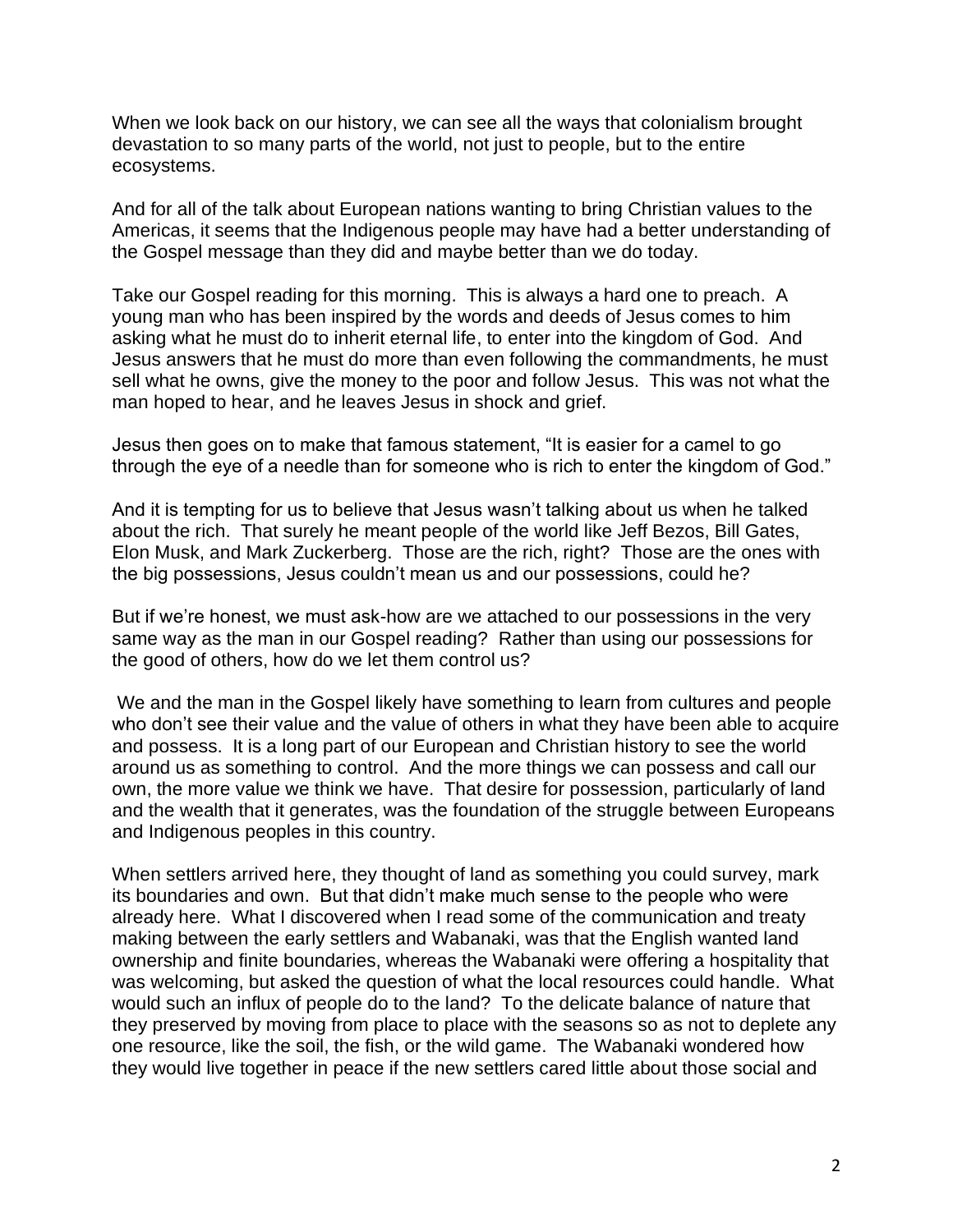When we look back on our history, we can see all the ways that colonialism brought devastation to so many parts of the world, not just to people, but to the entire ecosystems.

And for all of the talk about European nations wanting to bring Christian values to the Americas, it seems that the Indigenous people may have had a better understanding of the Gospel message than they did and maybe better than we do today.

Take our Gospel reading for this morning. This is always a hard one to preach. A young man who has been inspired by the words and deeds of Jesus comes to him asking what he must do to inherit eternal life, to enter into the kingdom of God. And Jesus answers that he must do more than even following the commandments, he must sell what he owns, give the money to the poor and follow Jesus. This was not what the man hoped to hear, and he leaves Jesus in shock and grief.

Jesus then goes on to make that famous statement, "It is easier for a camel to go through the eye of a needle than for someone who is rich to enter the kingdom of God."

And it is tempting for us to believe that Jesus wasn't talking about us when he talked about the rich. That surely he meant people of the world like Jeff Bezos, Bill Gates, Elon Musk, and Mark Zuckerberg. Those are the rich, right? Those are the ones with the big possessions, Jesus couldn't mean us and our possessions, could he?

But if we're honest, we must ask-how are we attached to our possessions in the very same way as the man in our Gospel reading? Rather than using our possessions for the good of others, how do we let them control us?

We and the man in the Gospel likely have something to learn from cultures and people who don't see their value and the value of others in what they have been able to acquire and possess. It is a long part of our European and Christian history to see the world around us as something to control. And the more things we can possess and call our own, the more value we think we have. That desire for possession, particularly of land and the wealth that it generates, was the foundation of the struggle between Europeans and Indigenous peoples in this country.

When settlers arrived here, they thought of land as something you could survey, mark its boundaries and own. But that didn't make much sense to the people who were already here. What I discovered when I read some of the communication and treaty making between the early settlers and Wabanaki, was that the English wanted land ownership and finite boundaries, whereas the Wabanaki were offering a hospitality that was welcoming, but asked the question of what the local resources could handle. What would such an influx of people do to the land? To the delicate balance of nature that they preserved by moving from place to place with the seasons so as not to deplete any one resource, like the soil, the fish, or the wild game. The Wabanaki wondered how they would live together in peace if the new settlers cared little about those social and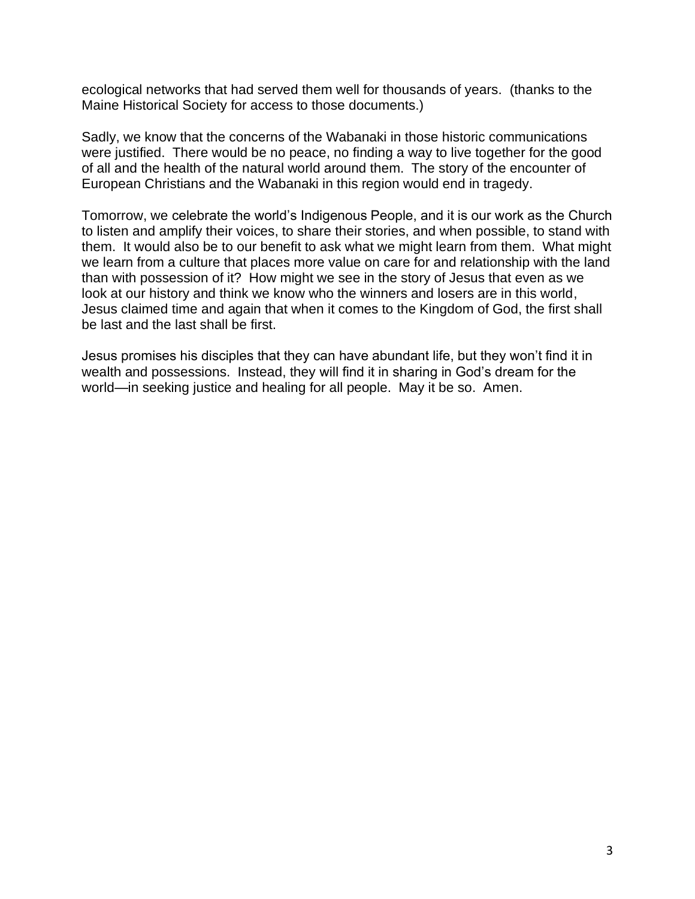ecological networks that had served them well for thousands of years. (thanks to the Maine Historical Society for access to those documents.)

Sadly, we know that the concerns of the Wabanaki in those historic communications were justified. There would be no peace, no finding a way to live together for the good of all and the health of the natural world around them. The story of the encounter of European Christians and the Wabanaki in this region would end in tragedy.

Tomorrow, we celebrate the world's Indigenous People, and it is our work as the Church to listen and amplify their voices, to share their stories, and when possible, to stand with them. It would also be to our benefit to ask what we might learn from them. What might we learn from a culture that places more value on care for and relationship with the land than with possession of it? How might we see in the story of Jesus that even as we look at our history and think we know who the winners and losers are in this world, Jesus claimed time and again that when it comes to the Kingdom of God, the first shall be last and the last shall be first.

Jesus promises his disciples that they can have abundant life, but they won't find it in wealth and possessions. Instead, they will find it in sharing in God's dream for the world—in seeking justice and healing for all people. May it be so. Amen.